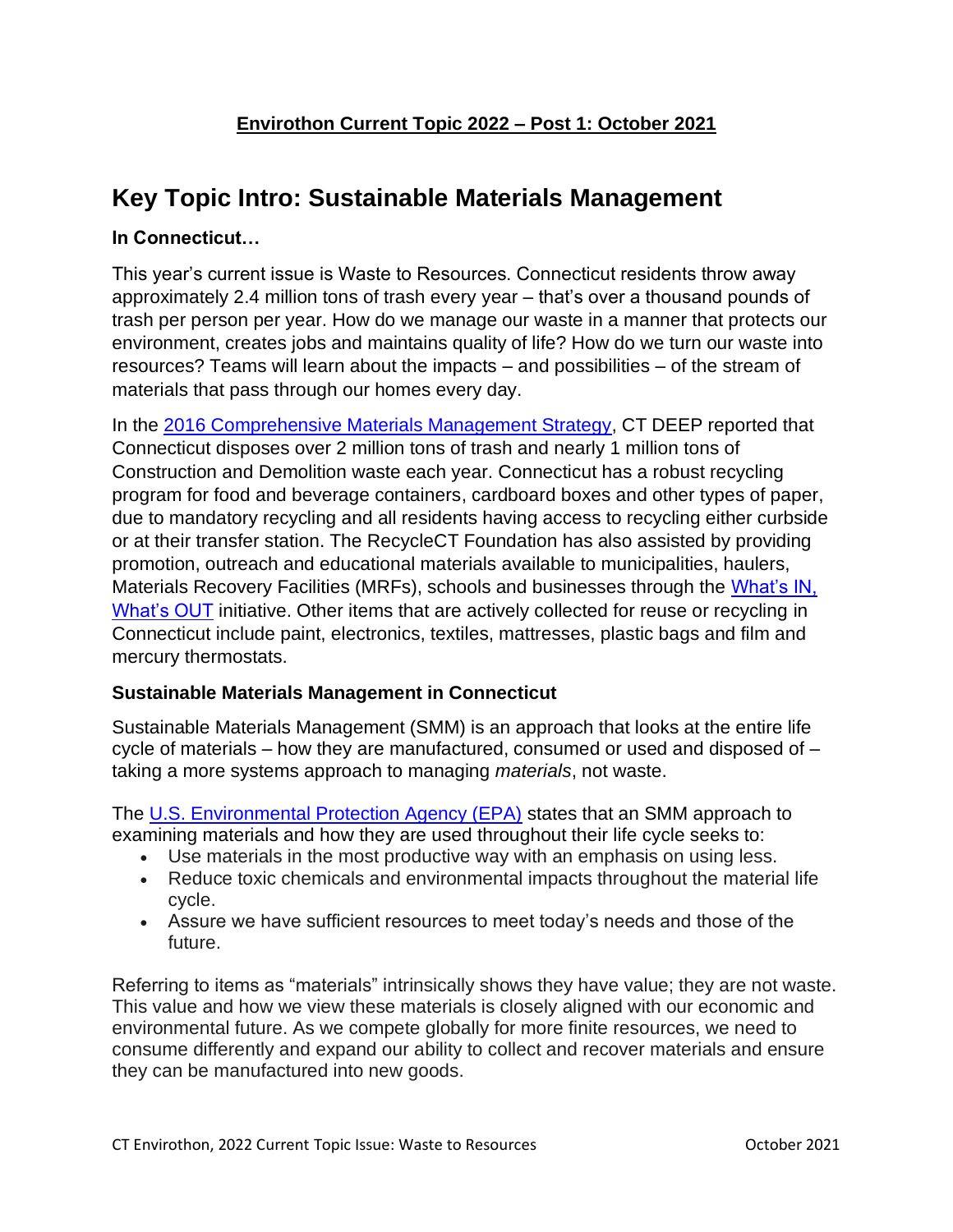**Envirothon Current Topic 2022 – Post 1: October 2021**

# Key Topic Intro: Sustainable Materials Management

### In Connecticut…

This year's current issue is Waste to Resources. Connecticut residents throw away approximately 2.4 million tons of trash every year – that's over a thousand pounds of trash per person per year. How do we manage our waste in a manner that protects our environment, creates jobs and maintains quality of life? How do we turn our waste into resources? Teams will learn about the impacts – and possibilities – of the stream of materials that pass through our homes every day.

In the 2016 Comprehensive Materials Management Strategy, CT DEEP reported that Connecticut disposes over 2 million tons of trash and nearly 1 million tons of Construction and Demolition waste each year. Connecticut has a robust recycling program for food and beverage containers, cardboard boxes and other types of paper, due to mandatory recycling and all residents having access to recycling either curbside or at their transfer station. The RecycleCT Foundation has also assisted by providing promotion, outreach and educational materials available to municipalities, haulers, Materials Recovery Facilities (MRFs), schools and businesses through the What's IN, What's OUT initiative. Other items that are actively collected for reuse or recycling in Connecticut include paint, electronics, textiles, mattresses, plastic bags and film and mercury thermostats.

### Sustainable Materials Management in Connecticut

Sustainable Materials Management (SMM) is an approach that looks at the entire life cycle of materials – how they are manufactured, consumed or used and disposed of – taking a more systems approach to managing *materials*, not waste.

The U.S. Environmental Protection Agency (EPA) states that an SMM approach to examining materials and how they are used throughout their life cycle seeks to:

- Use materials in the most productive way with an emphasis on using less.
- Reduce toxic chemicals and environmental impacts throughout the material life cycle.
- Assure we have sufficient resources to meet today's needs and those of the future.

Referring to items as "materials" intrinsically shows they have value; they are not waste. This value and how we view these materials is closely aligned with our economic and environmental future. As we compete globally for more finite resources, we need to consume differently and expand our ability to collect and recover materials and ensure they can be manufactured into new goods.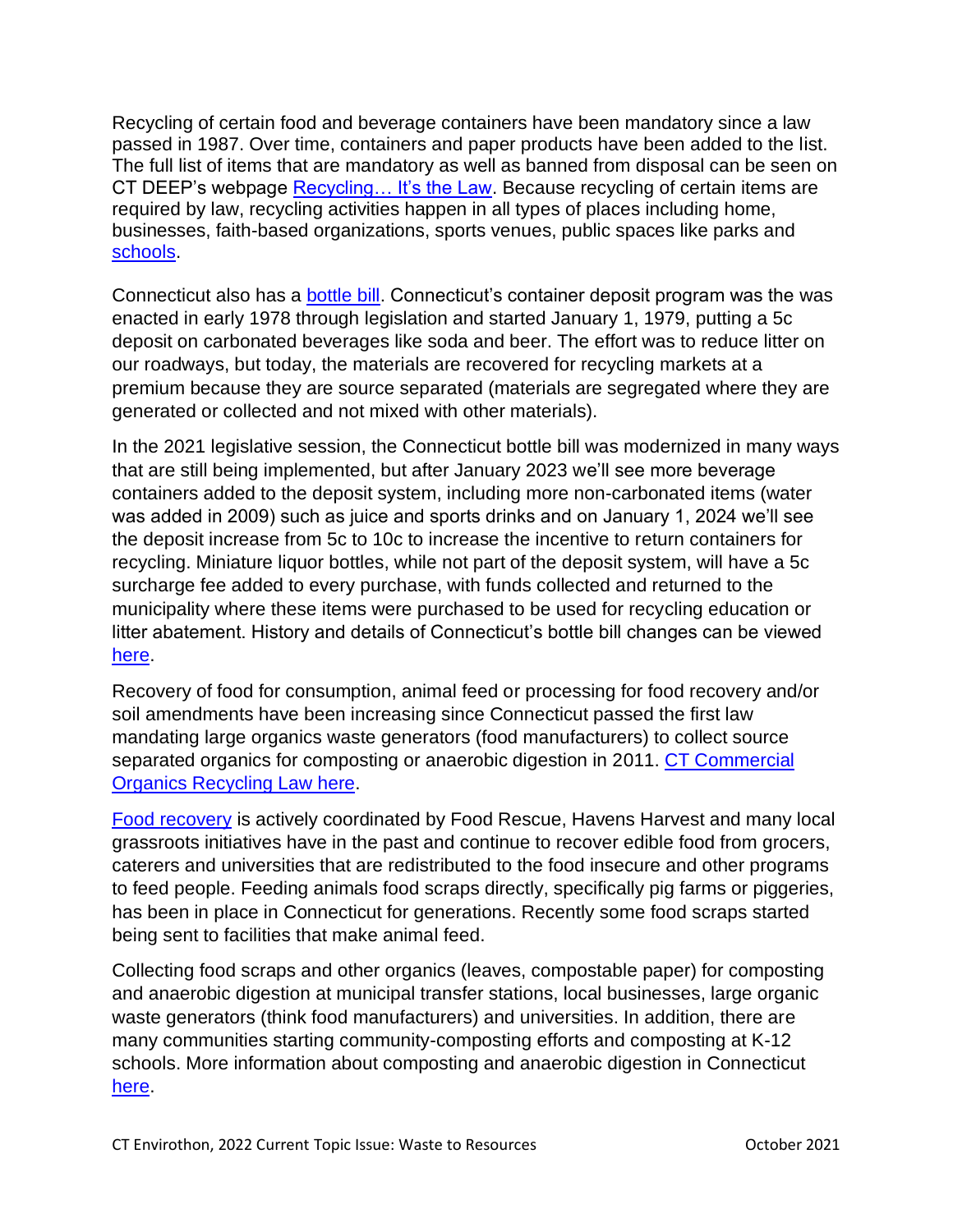Recycling of certain food and beverage containers have been mandatory since a law passed in 1987. Over time, containers and paper products have been added to the list. The full list of items that are mandatory as well as banned from disposal can be seen on CT DEEP's webpage Recycling… It's the Law. Because recycling of certain items are required by law, recycling activities happen in all types of places including home, businesses, faith-based organizations, sports venues, public spaces like parks and schools.

Connecticut also has a bottle bill. Connecticut's container deposit program was the was enacted in early 1978 through legislation and started January 1, 1979, putting a 5c deposit on carbonated beverages like soda and beer. The effort was to reduce litter on our roadways, but today, the materials are recovered for recycling markets at a premium because they are source separated (materials are segregated where they are generated or collected and not mixed with other materials).

In the 2021 legislative session, the Connecticut bottle bill was modernized in many ways that are still being implemented, but after January 2023 we'll see more beverage containers added to the deposit system, including more non-carbonated items (water was added in 2009) such as juice and sports drinks and on January 1, 2024 we'll see the deposit increase from 5c to 10c to increase the incentive to return containers for recycling. Miniature liquor bottles, while not part of the deposit system, will have a 5c surcharge fee added to every purchase, with funds collected and returned to the municipality where these items were purchased to be used for recycling education or litter abatement. History and details of Connecticut's bottle bill changes can be viewed here.

Recovery of food for consumption, animal feed or processing for food recovery and/or soil amendments have been increasing since Connecticut passed the first law mandating large organics waste generators (food manufacturers) to collect source separated organics for composting or anaerobic digestion in 2011. CT Commercial Organics Recycling Law here.

Food recovery is actively coordinated by Food Rescue, Havens Harvest and many local grassroots initiatives have in the past and continue to recover edible food from grocers, caterers and universities that are redistributed to the food insecure and other programs to feed people. Feeding animals food scraps directly, specifically pig farms or piggeries, has been in place in Connecticut for generations. Recently some food scraps started being sent to facilities that make animal feed.

Collecting food scraps and other organics (leaves, compostable paper) for composting and anaerobic digestion at municipal transfer stations, local businesses, large organic waste generators (think food manufacturers) and universities. In addition, there are many communities starting community-composting efforts and composting at K-12 schools. More information about composting and anaerobic digestion in Connecticut here.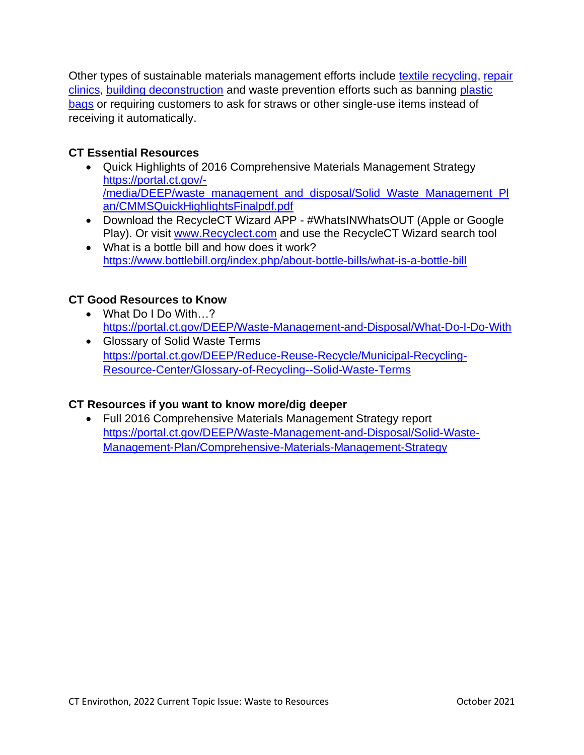Other types of sustainable materials management efforts include textile recycling, repair clinics, building deconstruction and waste prevention efforts such as banning plastic bags or requiring customers to ask for straws or other single-use items instead of receiving it automatically.

**CT Essential Resources**

- Quick Highlights of 2016 Comprehensive Materials Management Strategy https://portal.ct.gov/-/media/DEEP/waste_management_and_disposal/Solid_Waste_Management_Plan/CMMSQuickHighlightsFinalpdf.pdf
- Download the RecycleCT Wizard APP - #WhatsINWhatsOUT (Apple or Google Play). Or visit www.Recyclect.com and use the RecycleCT Wizard search tool
- What is a bottle bill and how does it work? https://www.bottlebill.org/index.php/about-bottle-bills/what-is-a-bottle-bill

**CT Good Resources to Know**

- What Do I Do With…? https://portal.ct.gov/DEEP/Waste-Management-and-Disposal/What-Do-I-Do-With
- Glossary of Solid Waste Terms https://portal.ct.gov/DEEP/Reduce-Reuse-Recycle/Municipal-Recycling-Resource-Center/Glossary-of-Recycling--Solid-Waste-Terms

**CT Resources if you want to know more/dig deeper**

- Full 2016 Comprehensive Materials Management Strategy report https://portal.ct.gov/DEEP/Waste-Management-and-Disposal/Solid-Waste-Management-Plan/Comprehensive-Materials-Management-Strategy